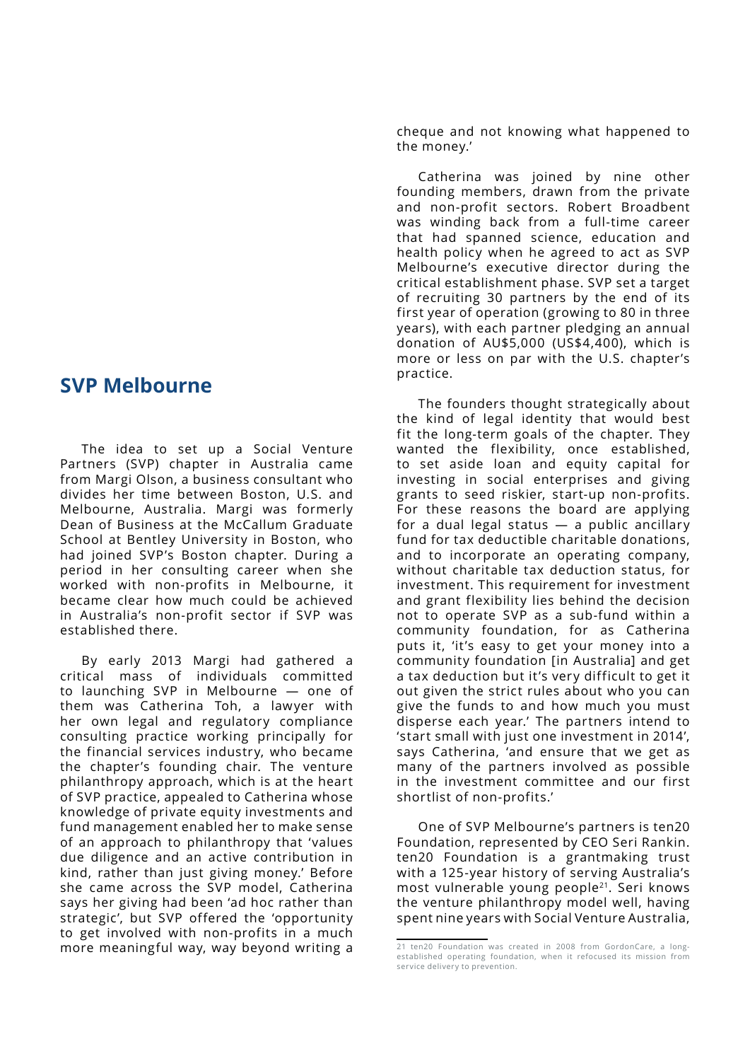## SVP Melbourne

The idea to set up a Social Venture Partners (SVP) chapter in Australia came from Margi Olson, a business consultant who divides her time between Boston, U.S. and Melbourne, Australia. Margi was formerly Dean of Business at the McCallum Graduate School at Bentley University in Boston, who had joined SVP's Boston chapter. During a period in her consulting career when she worked with non-profits in Melbourne, it became clear how much could be achieved in Australia's non-profit sector if SVP was established there.

By early 2013 Margi had gathered a critical mass of individuals committed to launching SVP in Melbourne — one of them was Catherina Toh, a lawyer with her own legal and regulatory compliance consulting practice working principally for the financial services industry, who became the chapter's founding chair. The venture philanthropy approach, which is at the heart of SVP practice, appealed to Catherina whose knowledge of private equity investments and fund management enabled her to make sense of an approach to philanthropy that 'values due diligence and an active contribution in kind, rather than just giving money.' Before she came across the SVP model, Catherina says her giving had been 'ad hoc rather than strategic', but SVP offered the 'opportunity to get involved with non-profits in a much more meaningful way, way beyond writing a cheque and not knowing what happened to the money.'

Catherina was joined by nine other founding members, drawn from the private and non-profit sectors. Robert Broadbent was winding back from a full-time career that had spanned science, education and health policy when he agreed to act as SVP Melbourne's executive director during the critical establishment phase. SVP set a target of recruiting 30 partners by the end of its first year of operation (growing to 80 in three years), with each partner pledging an annual donation of AU$5,000 (US$4,400), which is more or less on par with the U.S. chapter's practice.

The founders thought strategically about the kind of legal identity that would best fit the long-term goals of the chapter. They wanted the flexibility, once established, to set aside loan and equity capital for investing in social enterprises and giving grants to seed riskier, start-up non-profits. For these reasons the board are applying for a dual legal status — a public ancillary fund for tax deductible charitable donations, and to incorporate an operating company, without charitable tax deduction status, for investment. This requirement for investment and grant flexibility lies behind the decision not to operate SVP as a sub-fund within a community foundation, for as Catherina puts it, 'it's easy to get your money into a community foundation [in Australia] and get a tax deduction but it's very difficult to get it out given the strict rules about who you can give the funds to and how much you must disperse each year.' The partners intend to 'start small with just one investment in 2014', says Catherina, 'and ensure that we get as many of the partners involved as possible in the investment committee and our first shortlist of non-profits.'

One of SVP Melbourne's partners is ten20 Foundation, represented by CEO Seri Rankin. ten20 Foundation is a grantmaking trust with a 125-year history of serving Australia's most vulnerable young people[21]. Seri knows the venture philanthropy model well, having spent nine years with Social Venture Australia,

---

21 ten20 Foundation was created in 2008 from GordonCare, a long-established operating foundation, when it refocused its mission from service delivery to prevention.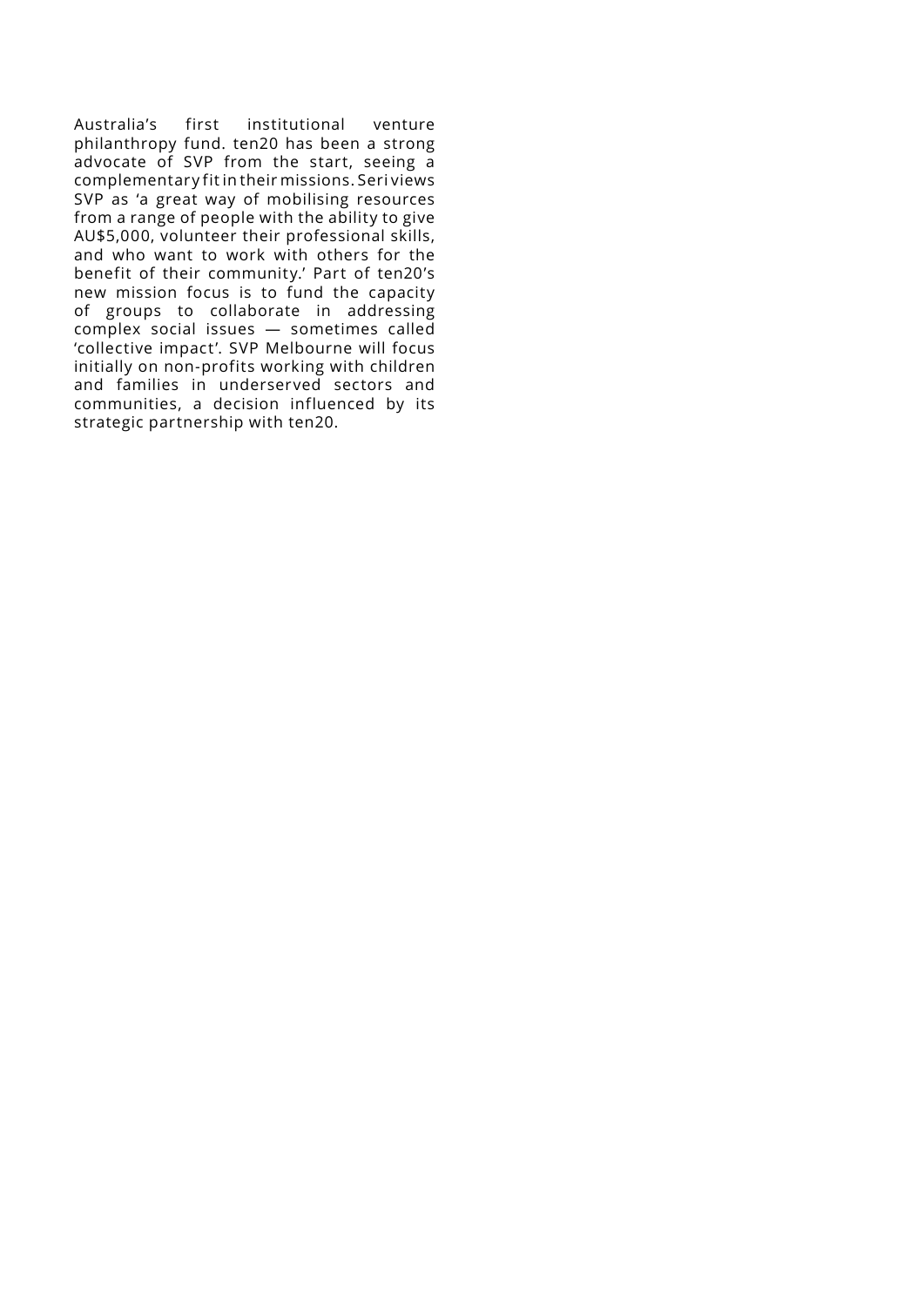Australia's first institutional venture philanthropy fund. ten20 has been a strong advocate of SVP from the start, seeing a complementary fit in their missions. Seri views SVP as 'a great way of mobilising resources from a range of people with the ability to give AU$5,000, volunteer their professional skills, and who want to work with others for the benefit of their community.' Part of ten20's new mission focus is to fund the capacity of groups to collaborate in addressing complex social issues — sometimes called 'collective impact'. SVP Melbourne will focus initially on non-profits working with children and families in underserved sectors and communities, a decision influenced by its strategic partnership with ten20.